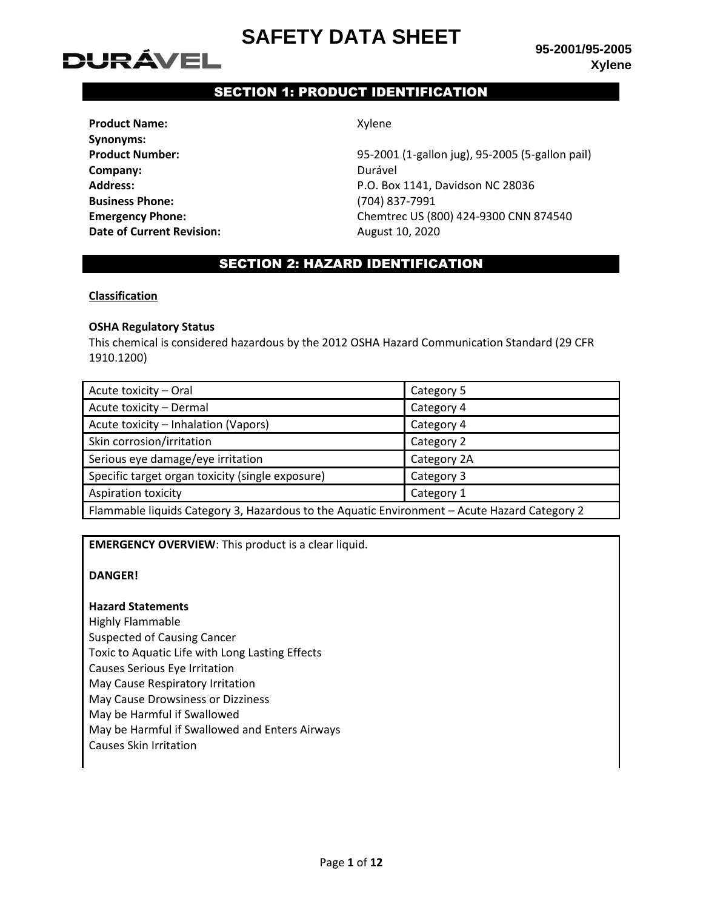# SAFETY DATA SHEET

**DURÁVEL**

**95-2001/95-2005**
**Xylene**

## SECTION 1: PRODUCT IDENTIFICATION

**Product Name:** Xylene
**Synonyms:**
**Product Number:** 95-2001 (1-gallon jug), 95-2005 (5-gallon pail)
**Company:** Durável
**Address:** P.O. Box 1141, Davidson NC 28036
**Business Phone:** (704) 837-7991
**Emergency Phone:** Chemtrec US (800) 424-9300 CNN 874540
**Date of Current Revision:** August 10, 2020

## SECTION 2: HAZARD IDENTIFICATION

**Classification**

**OSHA Regulatory Status**
This chemical is considered hazardous by the 2012 OSHA Hazard Communication Standard (29 CFR 1910.1200)

| Acute toxicity – Oral | Category 5 |
|---|---|
| Acute toxicity – Dermal | Category 4 |
| Acute toxicity – Inhalation (Vapors) | Category 4 |
| Skin corrosion/irritation | Category 2 |
| Serious eye damage/eye irritation | Category 2A |
| Specific target organ toxicity (single exposure) | Category 3 |
| Aspiration toxicity | Category 1 |
| Flammable liquids Category 3, Hazardous to the Aquatic Environment – Acute Hazard Category 2 | |

**EMERGENCY OVERVIEW**: This product is a clear liquid.

**DANGER!**

**Hazard Statements**
Highly Flammable
Suspected of Causing Cancer
Toxic to Aquatic Life with Long Lasting Effects
Causes Serious Eye Irritation
May Cause Respiratory Irritation
May Cause Drowsiness or Dizziness
May be Harmful if Swallowed
May be Harmful if Swallowed and Enters Airways
Causes Skin Irritation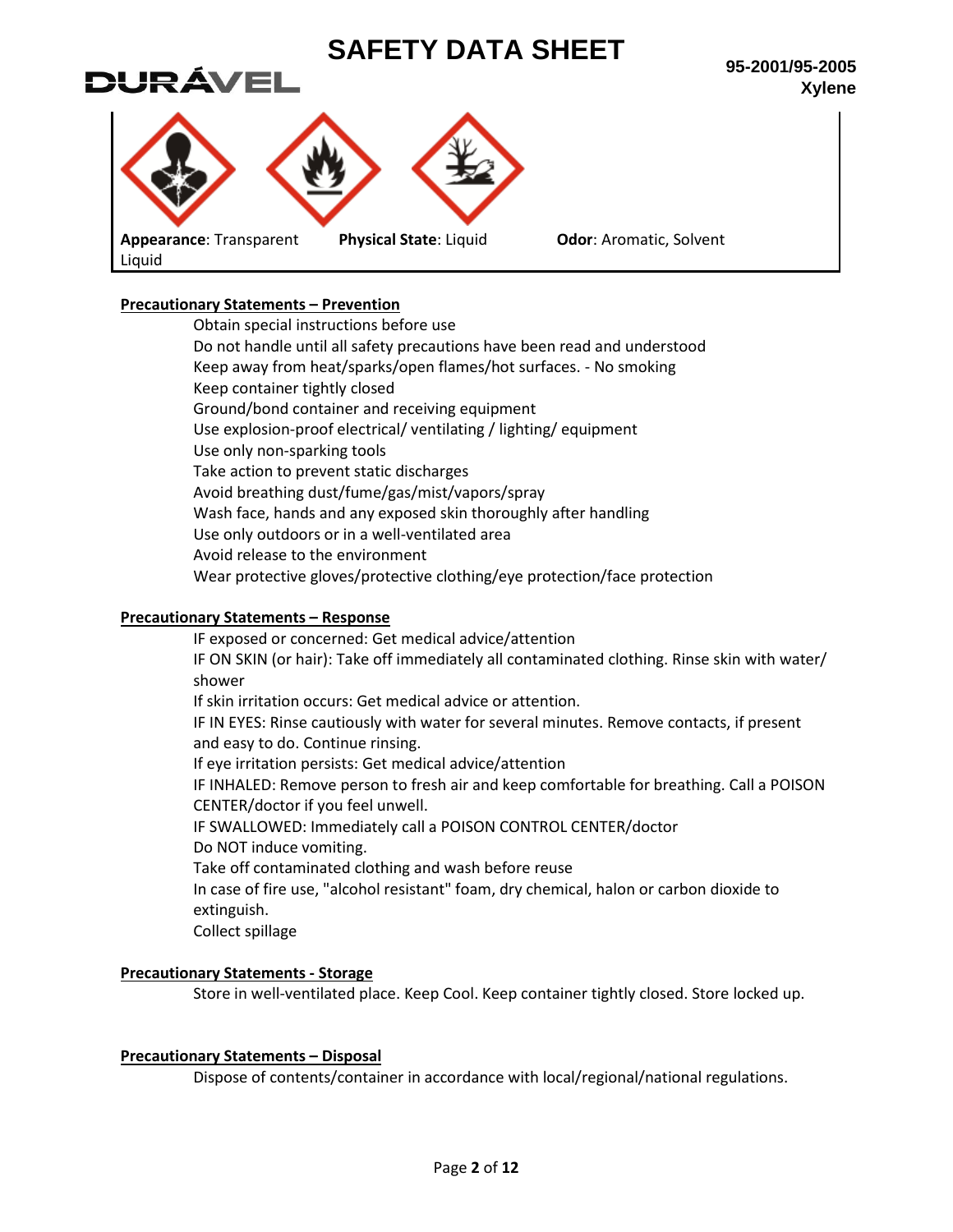**Appearance**: Transparent Liquid | **Physical State**: Liquid | **Odor**: Aromatic, Solvent

**Precautionary Statements – Prevention**

Obtain special instructions before use
Do not handle until all safety precautions have been read and understood
Keep away from heat/sparks/open flames/hot surfaces. - No smoking
Keep container tightly closed
Ground/bond container and receiving equipment
Use explosion-proof electrical/ ventilating / lighting/ equipment
Use only non-sparking tools
Take action to prevent static discharges
Avoid breathing dust/fume/gas/mist/vapors/spray
Wash face, hands and any exposed skin thoroughly after handling
Use only outdoors or in a well-ventilated area
Avoid release to the environment
Wear protective gloves/protective clothing/eye protection/face protection

**Precautionary Statements – Response**

IF exposed or concerned: Get medical advice/attention
IF ON SKIN (or hair): Take off immediately all contaminated clothing. Rinse skin with water/ shower
If skin irritation occurs: Get medical advice or attention.
IF IN EYES: Rinse cautiously with water for several minutes. Remove contacts, if present and easy to do. Continue rinsing.
If eye irritation persists: Get medical advice/attention
IF INHALED: Remove person to fresh air and keep comfortable for breathing. Call a POISON CENTER/doctor if you feel unwell.
IF SWALLOWED: Immediately call a POISON CONTROL CENTER/doctor
Do NOT induce vomiting.
Take off contaminated clothing and wash before reuse
In case of fire use, "alcohol resistant" foam, dry chemical, halon or carbon dioxide to extinguish.
Collect spillage

**Precautionary Statements - Storage**

Store in well-ventilated place. Keep Cool. Keep container tightly closed. Store locked up.

**Precautionary Statements – Disposal**

Dispose of contents/container in accordance with local/regional/national regulations.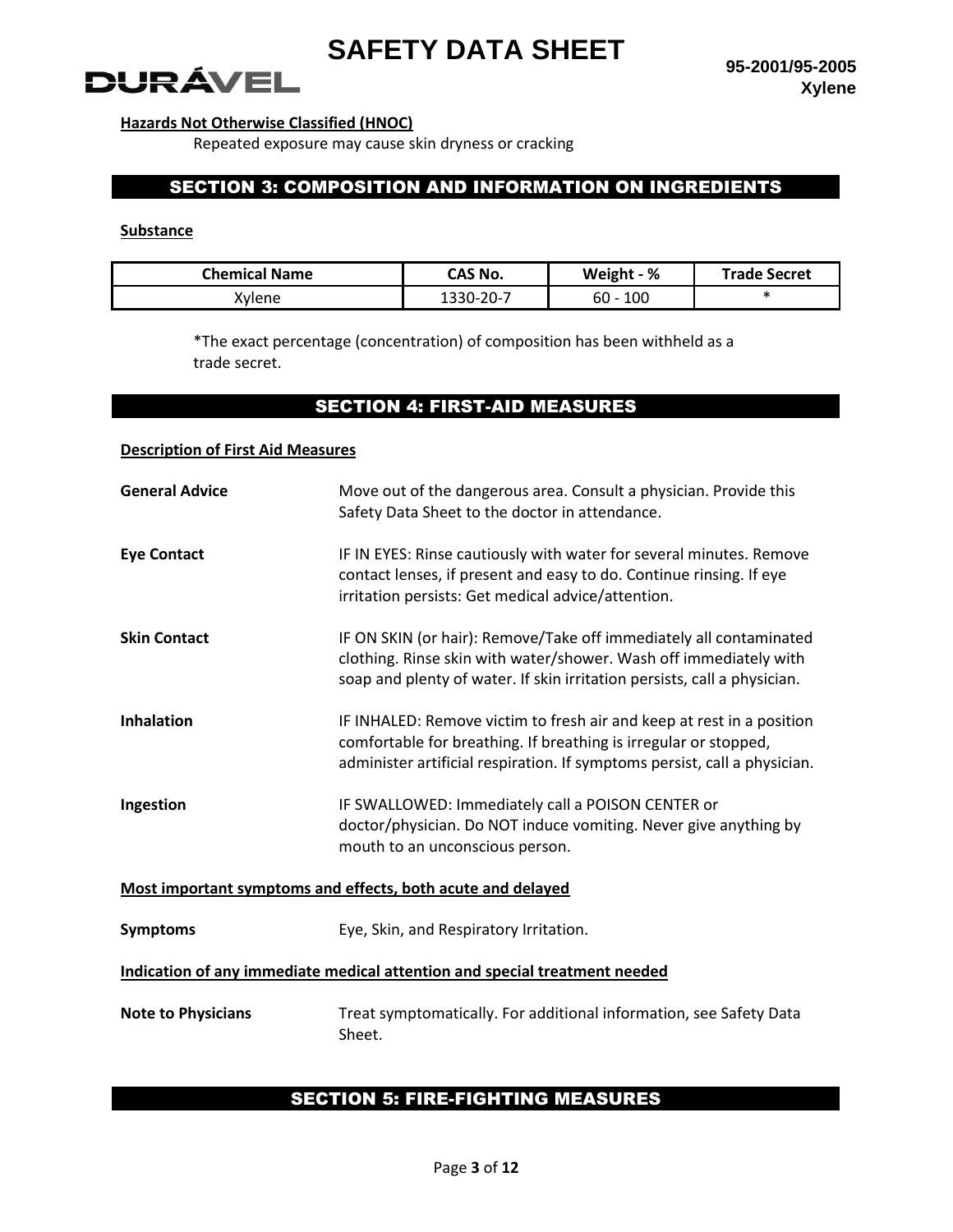**Hazards Not Otherwise Classified (HNOC)**

Repeated exposure may cause skin dryness or cracking

## SECTION 3: COMPOSITION AND INFORMATION ON INGREDIENTS

**Substance**

| Chemical Name | CAS No. | Weight - % | Trade Secret |
|---|---|---|---|
| Xylene | 1330-20-7 | 60 - 100 | * |

*The exact percentage (concentration) of composition has been withheld as a trade secret.

## SECTION 4: FIRST-AID MEASURES

**Description of First Aid Measures**

**General Advice** — Move out of the dangerous area. Consult a physician. Provide this Safety Data Sheet to the doctor in attendance.

**Eye Contact** — IF IN EYES: Rinse cautiously with water for several minutes. Remove contact lenses, if present and easy to do. Continue rinsing. If eye irritation persists: Get medical advice/attention.

**Skin Contact** — IF ON SKIN (or hair): Remove/Take off immediately all contaminated clothing. Rinse skin with water/shower. Wash off immediately with soap and plenty of water. If skin irritation persists, call a physician.

**Inhalation** — IF INHALED: Remove victim to fresh air and keep at rest in a position comfortable for breathing. If breathing is irregular or stopped, administer artificial respiration. If symptoms persist, call a physician.

**Ingestion** — IF SWALLOWED: Immediately call a POISON CENTER or doctor/physician. Do NOT induce vomiting. Never give anything by mouth to an unconscious person.

**Most important symptoms and effects, both acute and delayed**

**Symptoms** — Eye, Skin, and Respiratory Irritation.

**Indication of any immediate medical attention and special treatment needed**

**Note to Physicians** — Treat symptomatically. For additional information, see Safety Data Sheet.

## SECTION 5: FIRE-FIGHTING MEASURES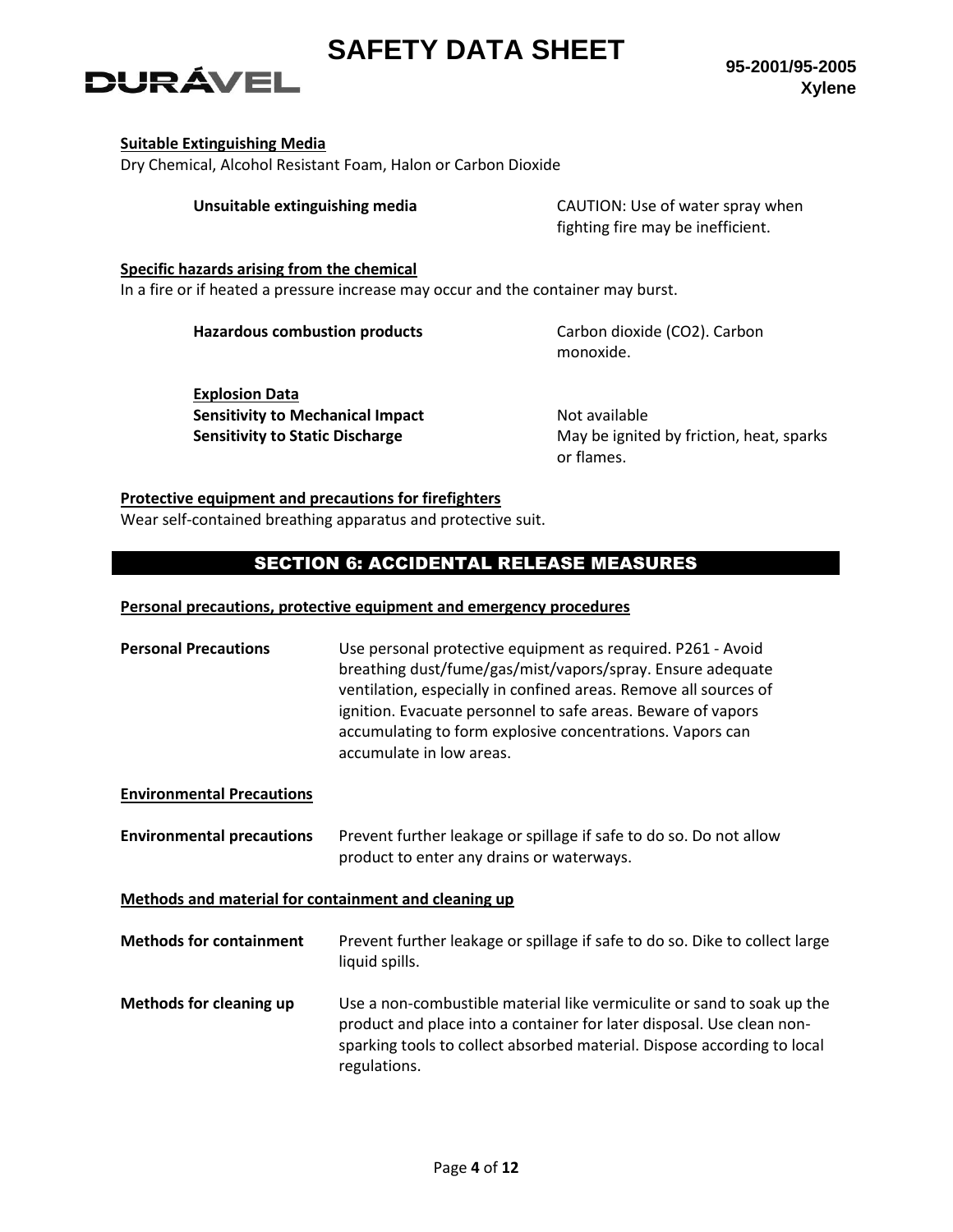**Suitable Extinguishing Media**

Dry Chemical, Alcohol Resistant Foam, Halon or Carbon Dioxide

| | |
|---|---|
| **Unsuitable extinguishing media** | CAUTION: Use of water spray when fighting fire may be inefficient. |

**Specific hazards arising from the chemical**

In a fire or if heated a pressure increase may occur and the container may burst.

| | |
|---|---|
| **Hazardous combustion products** | Carbon dioxide ($CO_2$). Carbon monoxide. |

**Explosion Data**

| | |
|---|---|
| **Sensitivity to Mechanical Impact** | Not available |
| **Sensitivity to Static Discharge** | May be ignited by friction, heat, sparks or flames. |

**Protective equipment and precautions for firefighters**

Wear self-contained breathing apparatus and protective suit.

## SECTION 6: ACCIDENTAL RELEASE MEASURES

**Personal precautions, protective equipment and emergency procedures**

| | |
|---|---|
| **Personal Precautions** | Use personal protective equipment as required. P261 - Avoid breathing dust/fume/gas/mist/vapors/spray. Ensure adequate ventilation, especially in confined areas. Remove all sources of ignition. Evacuate personnel to safe areas. Beware of vapors accumulating to form explosive concentrations. Vapors can accumulate in low areas. |

**Environmental Precautions**

| | |
|---|---|
| **Environmental precautions** | Prevent further leakage or spillage if safe to do so. Do not allow product to enter any drains or waterways. |

**Methods and material for containment and cleaning up**

| | |
|---|---|
| **Methods for containment** | Prevent further leakage or spillage if safe to do so. Dike to collect large liquid spills. |
| **Methods for cleaning up** | Use a non-combustible material like vermiculite or sand to soak up the product and place into a container for later disposal. Use clean non-sparking tools to collect absorbed material. Dispose according to local regulations. |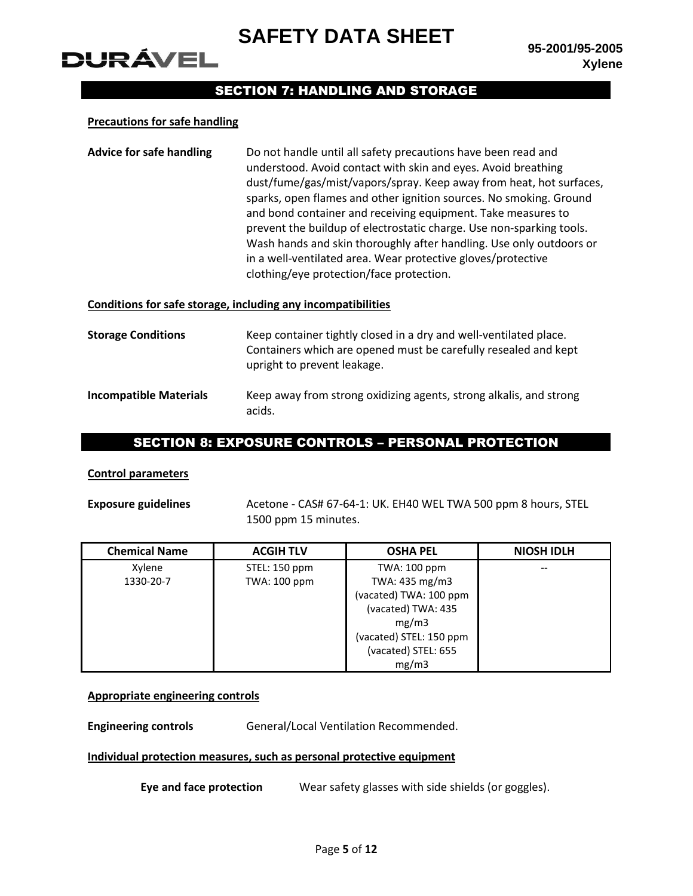## SECTION 7: HANDLING AND STORAGE

**Precations for safe handling**

**Advice for safe handling** Do not handle until all safety precautions have been read and understood. Avoid contact with skin and eyes. Avoid breathing dust/fume/gas/mist/vapors/spray. Keep away from heat, hot surfaces, sparks, open flames and other ignition sources. No smoking. Ground and bond container and receiving equipment. Take measures to prevent the buildup of electrostatic charge. Use non-sparking tools. Wash hands and skin thoroughly after handling. Use only outdoors or in a well-ventilated area. Wear protective gloves/protective clothing/eye protection/face protection.

**Conditions for safe storage, including any incompatibilities**

**Storage Conditions** Keep container tightly closed in a dry and well-ventilated place. Containers which are opened must be carefully resealed and kept upright to prevent leakage.

**Incompatible Materials** Keep away from strong oxidizing agents, strong alkalis, and strong acids.

## SECTION 8: EXPOSURE CONTROLS – PERSONAL PROTECTION

**Control parameters**

**Exposure guidelines** Acetone - CAS# 67-64-1: UK. EH40 WEL TWA 500 ppm 8 hours, STEL 1500 ppm 15 minutes.

| Chemical Name | ACGIH TLV | OSHA PEL | NIOSH IDLH |
|---|---|---|---|
| Xylene<br>1330-20-7 | STEL: 150 ppm<br>TWA: 100 ppm | TWA: 100 ppm<br>TWA: 435 mg/m3<br>(vacated) TWA: 100 ppm<br>(vacated) TWA: 435 mg/m3<br>(vacated) STEL: 150 ppm<br>(vacated) STEL: 655 mg/m3 | -- |

**Appropriate engineering controls**

**Engineering controls** General/Local Ventilation Recommended.

**Individual protection measures, such as personal protective equipment**

**Eye and face protection** Wear safety glasses with side shields (or goggles).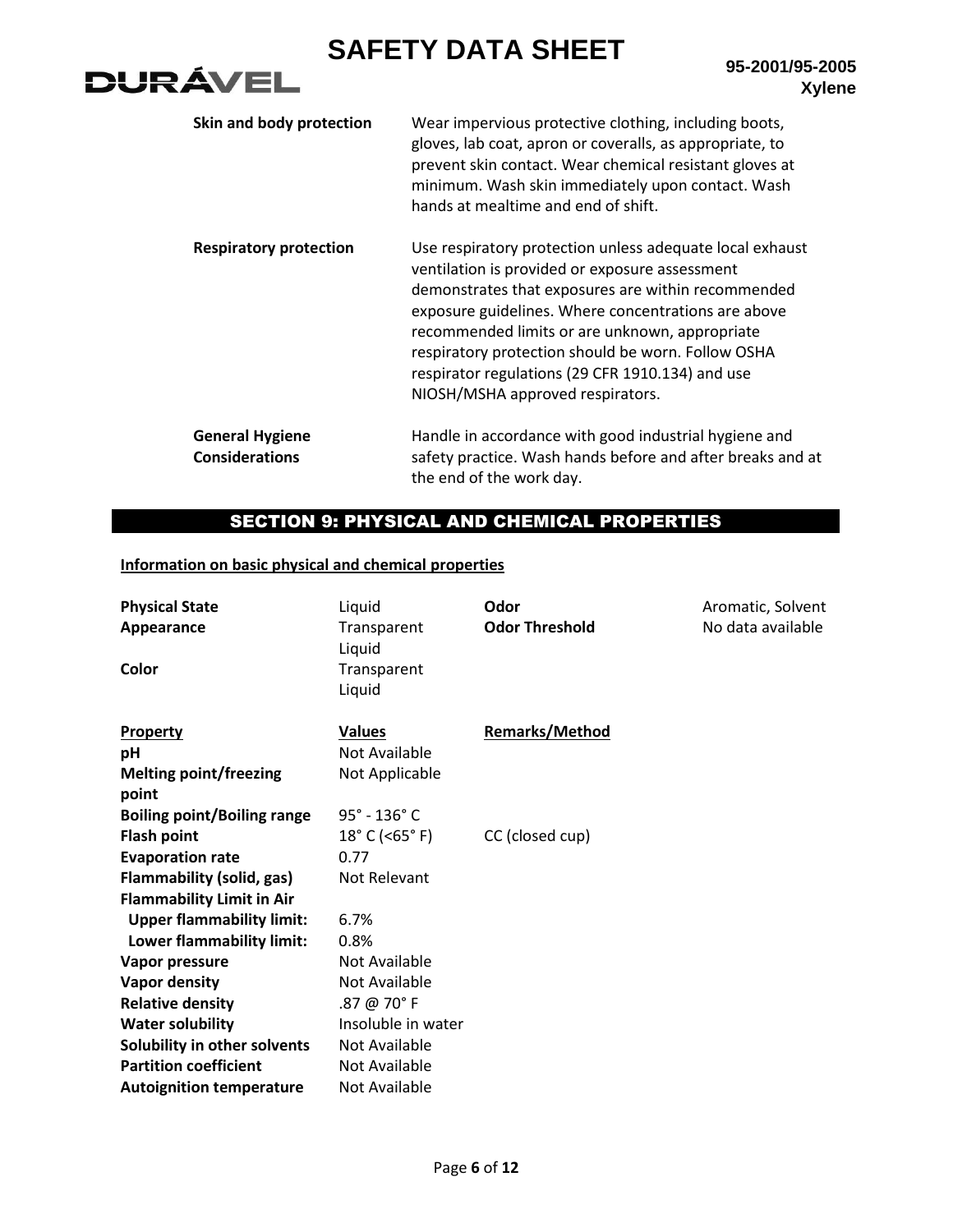| | |
|---|---|
| **Skin and body protection** | Wear impervious protective clothing, including boots, gloves, lab coat, apron or coveralls, as appropriate, to prevent skin contact. Wear chemical resistant gloves at minimum. Wash skin immediately upon contact. Wash hands at mealtime and end of shift. |
| **Respiratory protection** | Use respiratory protection unless adequate local exhaust ventilation is provided or exposure assessment demonstrates that exposures are within recommended exposure guidelines. Where concentrations are above recommended limits or are unknown, appropriate respiratory protection should be worn. Follow OSHA respirator regulations (29 CFR 1910.134) and use NIOSH/MSHA approved respirators. |
| **General Hygiene Considerations** | Handle in accordance with good industrial hygiene and safety practice. Wash hands before and after breaks and at the end of the work day. |

## SECTION 9: PHYSICAL AND CHEMICAL PROPERTIES

**Information on basic physical and chemical properties**

| | | | |
|---|---|---|---|
| **Physical State** | Liquid | **Odor** | Aromatic, Solvent |
| **Appearance** | Transparent Liquid | **Odor Threshold** | No data available |
| **Color** | Transparent Liquid | | |

| **Property** | **Values** | **Remarks/Method** |
|---|---|---|
| **pH** | Not Available | |
| **Melting point/freezing point** | Not Applicable | |
| **Boiling point/Boiling range** | 95° - 136° C | |
| **Flash point** | 18° C (<65° F) | CC (closed cup) |
| **Evaporation rate** | 0.77 | |
| **Flammability (solid, gas)** | Not Relevant | |
| **Flammability Limit in Air** | | |
| **Upper flammability limit:** | 6.7% | |
| **Lower flammability limit:** | 0.8% | |
| **Vapor pressure** | Not Available | |
| **Vapor density** | Not Available | |
| **Relative density** | .87 @ 70° F | |
| **Water solubility** | Insoluble in water | |
| **Solubility in other solvents** | Not Available | |
| **Partition coefficient** | Not Available | |
| **Autoignition temperature** | Not Available | |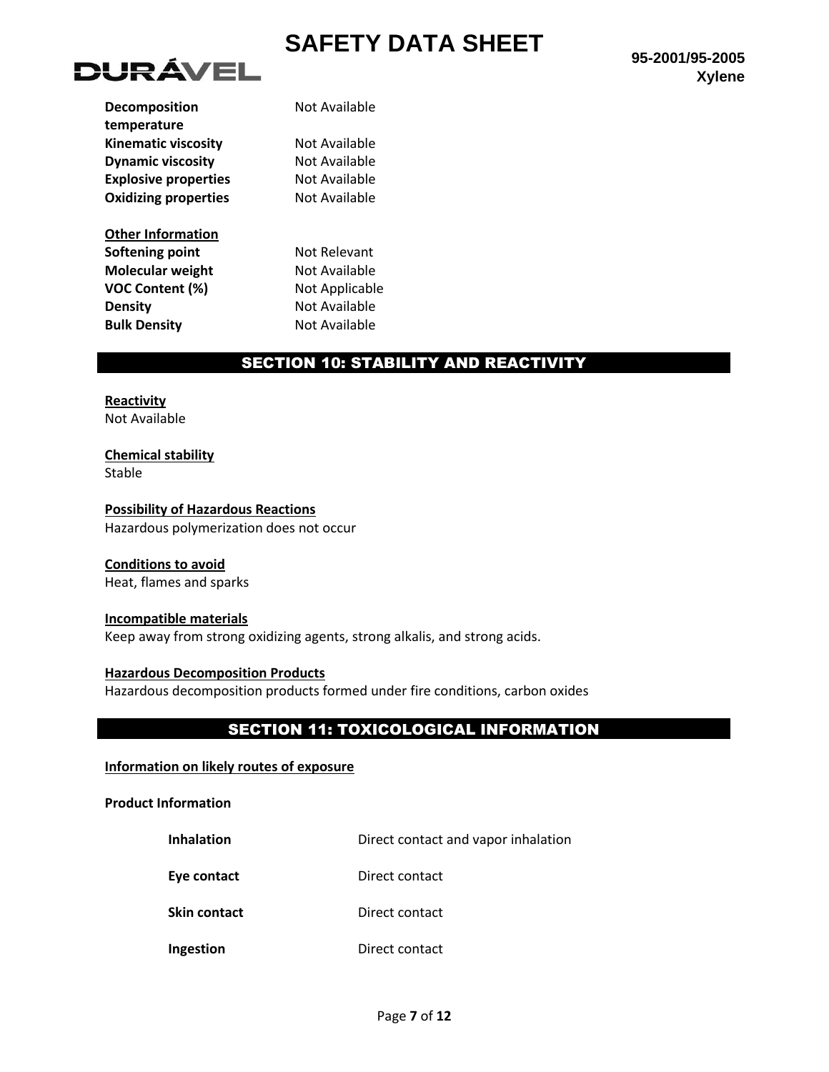| | |
|---|---|
| **Decomposition temperature** | Not Available |
| **Kinematic viscosity** | Not Available |
| **Dynamic viscosity** | Not Available |
| **Explosive properties** | Not Available |
| **Oxidizing properties** | Not Available |

**Other Information**

| | |
|---|---|
| **Softening point** | Not Relevant |
| **Molecular weight** | Not Available |
| **VOC Content (%)** | Not Applicable |
| **Density** | Not Available |
| **Bulk Density** | Not Available |

## SECTION 10: STABILITY AND REACTIVITY

**Reactivity**
Not Available

**Chemical stability**
Stable

**Possibility of Hazardous Reactions**
Hazardous polymerization does not occur

**Conditions to avoid**
Heat, flames and sparks

**Incompatible materials**
Keep away from strong oxidizing agents, strong alkalis, and strong acids.

**Hazardous Decomposition Products**
Hazardous decomposition products formed under fire conditions, carbon oxides

## SECTION 11: TOXICOLOGICAL INFORMATION

**Information on likely routes of exposure**

**Product Information**

| | |
|---|---|
| **Inhalation** | Direct contact and vapor inhalation |
| **Eye contact** | Direct contact |
| **Skin contact** | Direct contact |
| **Ingestion** | Direct contact |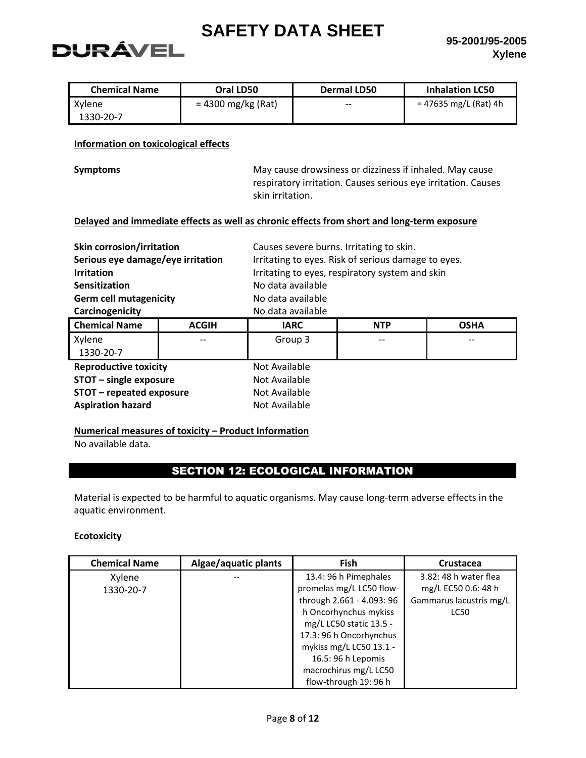| Chemical Name | Oral LD50 | Dermal LD50 | Inhalation LC50 |
|---|---|---|---|
| Xylene 1330-20-7 | = 4300 mg/kg (Rat) | -- | = 47635 mg/L (Rat) 4h |

**Information on toxicological effects**

**Symptoms** May cause drowsiness or dizziness if inhaled. May cause respiratory irritation. Causes serious eye irritation. Causes skin irritation.

**Delayed and immediate effects as well as chronic effects from short and long-term exposure**

**Skin corrosion/irritation** Causes severe burns. Irritating to skin.
**Serious eye damage/eye irritation** Irritating to eyes. Risk of serious damage to eyes.
**Irritation** Irritating to eyes, respiratory system and skin
**Sensitization** No data available
**Germ cell mutagenicity** No data available
**Carcinogenicity** No data available

| Chemical Name | ACGIH | IARC | NTP | OSHA |
|---|---|---|---|---|
| Xylene 1330-20-7 | -- | Group 3 | -- | -- |

**Reproductive toxicity** Not Available
**STOT – single exposure** Not Available
**STOT – repeated exposure** Not Available
**Aspiration hazard** Not Available

**Numerical measures of toxicity – Product Information**
No available data.

## SECTION 12: ECOLOGICAL INFORMATION

Material is expected to be harmful to aquatic organisms. May cause long-term adverse effects in the aquatic environment.

**Ecotoxicity**

| Chemical Name | Algae/aquatic plants | Fish | Crustacea |
|---|---|---|---|
| Xylene 1330-20-7 | -- | 13.4: 96 h Pimephales promelas mg/L LC50 flow-through 2.661 - 4.093: 96 h Oncorhynchus mykiss mg/L LC50 static 13.5 - 17.3: 96 h Oncorhynchus mykiss mg/L LC50 13.1 - 16.5: 96 h Lepomis macrochirus mg/L LC50 flow-through 19: 96 h | 3.82: 48 h water flea mg/L EC50 0.6: 48 h Gammarus lacustris mg/L LC50 |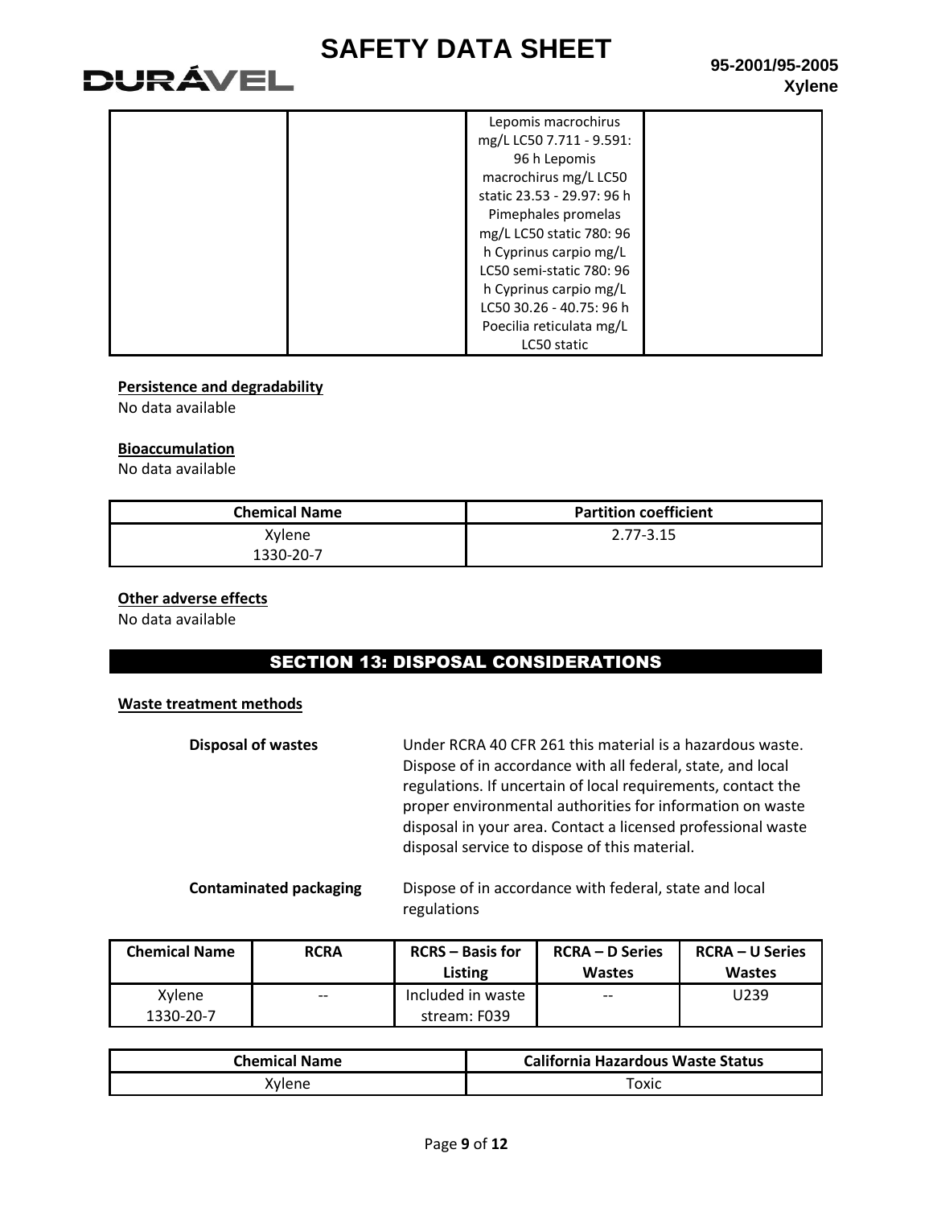| | | Lepomis macrochirus mg/L LC50 7.711 - 9.591: 96 h Lepomis macrochirus mg/L LC50 static 23.53 - 29.97: 96 h Pimephales promelas mg/L LC50 static 780: 96 h Cyprinus carpio mg/L LC50 semi-static 780: 96 h Cyprinus carpio mg/L LC50 30.26 - 40.75: 96 h Poecilia reticulata mg/L LC50 static | |
|---|---|---|---|

**Persistence and degradability**

No data available

**Bioaccumulation**

No data available

| Chemical Name | Partition coefficient |
|---|---|
| Xylene 1330-20-7 | 2.77-3.15 |

**Other adverse effects**

No data available

## SECTION 13: DISPOSAL CONSIDERATIONS

**Waste treatment methods**

**Disposal of wastes** Under RCRA 40 CFR 261 this material is a hazardous waste. Dispose of in accordance with all federal, state, and local regulations. If uncertain of local requirements, contact the proper environmental authorities for information on waste disposal in your area. Contact a licensed professional waste disposal service to dispose of this material.

**Contaminated packaging** Dispose of in accordance with federal, state and local regulations

| Chemical Name | RCRA | RCRS – Basis for Listing | RCRA – D Series Wastes | RCRA – U Series Wastes |
|---|---|---|---|---|
| Xylene 1330-20-7 | -- | Included in waste stream: F039 | -- | U239 |

| Chemical Name | California Hazardous Waste Status |
|---|---|
| Xylene | Toxic |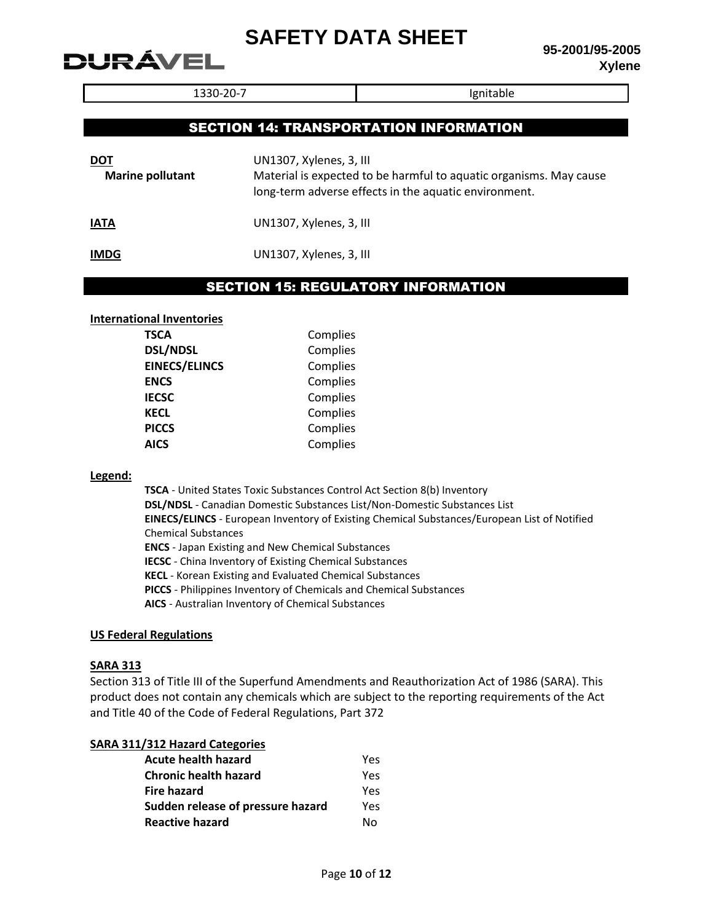| 1330-20-7 | Ignitable |
|---|---|

## SECTION 14: TRANSPORTATION INFORMATION

**DOT** UN1307, Xylenes, 3, III

**Marine pollutant** Material is expected to be harmful to aquatic organisms. May cause long-term adverse effects in the aquatic environment.

**IATA** UN1307, Xylenes, 3, III

**IMDG** UN1307, Xylenes, 3, III

## SECTION 15: REGULATORY INFORMATION

**International Inventories**

| | |
|---|---|
| **TSCA** | Complies |
| **DSL/NDSL** | Complies |
| **EINECS/ELINCS** | Complies |
| **ENCS** | Complies |
| **IECSC** | Complies |
| **KECL** | Complies |
| **PICCS** | Complies |
| **AICS** | Complies |

**Legend:**

**TSCA** - United States Toxic Substances Control Act Section 8(b) Inventory
**DSL/NDSL** - Canadian Domestic Substances List/Non-Domestic Substances List
**EINECS/ELINCS** - European Inventory of Existing Chemical Substances/European List of Notified Chemical Substances
**ENCS** - Japan Existing and New Chemical Substances
**IECSC** - China Inventory of Existing Chemical Substances
**KECL** - Korean Existing and Evaluated Chemical Substances
**PICCS** - Philippines Inventory of Chemicals and Chemical Substances
**AICS** - Australian Inventory of Chemical Substances

**US Federal Regulations**

**SARA 313**

Section 313 of Title III of the Superfund Amendments and Reauthorization Act of 1986 (SARA). This product does not contain any chemicals which are subject to the reporting requirements of the Act and Title 40 of the Code of Federal Regulations, Part 372

**SARA 311/312 Hazard Categories**

| | |
|---|---|
| **Acute health hazard** | Yes |
| **Chronic health hazard** | Yes |
| **Fire hazard** | Yes |
| **Sudden release of pressure hazard** | Yes |
| **Reactive hazard** | No |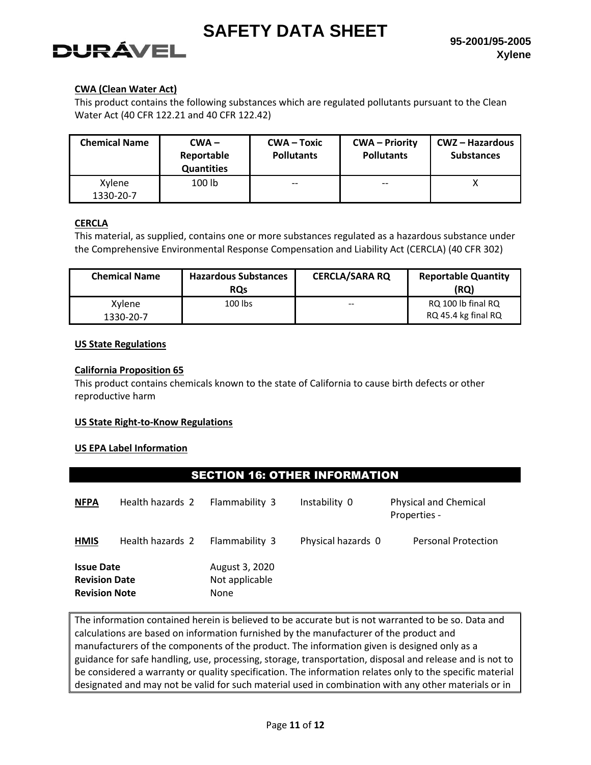**CWA (Clean Water Act)**

This product contains the following substances which are regulated pollutants pursuant to the Clean Water Act (40 CFR 122.21 and 40 CFR 122.42)

| Chemical Name | CWA – Reportable Quantities | CWA – Toxic Pollutants | CWA – Priority Pollutants | CWZ – Hazardous Substances |
|---|---|---|---|---|
| Xylene 1330-20-7 | 100 lb | -- | -- | X |

**CERCLA**

This material, as supplied, contains one or more substances regulated as a hazardous substance under the Comprehensive Environmental Response Compensation and Liability Act (CERCLA) (40 CFR 302)

| Chemical Name | Hazardous Substances RQs | CERCLA/SARA RQ | Reportable Quantity (RQ) |
|---|---|---|---|
| Xylene 1330-20-7 | 100 lbs | -- | RQ 100 lb final RQ RQ 45.4 kg final RQ |

**US State Regulations**

**California Proposition 65**

This product contains chemicals known to the state of California to cause birth defects or other reproductive harm

**US State Right-to-Know Regulations**

**US EPA Label Information**

## SECTION 16: OTHER INFORMATION

| | | | | |
|---|---|---|---|---|
| **NFPA** | Health hazards 2 | Flammability 3 | Instability 0 | Physical and Chemical Properties - |
| **HMIS** | Health hazards 2 | Flammability 3 | Physical hazards 0 | Personal Protection |

**Issue Date** August 3, 2020
**Revision Date** Not applicable
**Revision Note** None

The information contained herein is believed to be accurate but is not warranted to be so. Data and calculations are based on information furnished by the manufacturer of the product and manufacturers of the components of the product. The information given is designed only as a guidance for safe handling, use, processing, storage, transportation, disposal and release and is not to be considered a warranty or quality specification. The information relates only to the specific material designated and may not be valid for such material used in combination with any other materials or in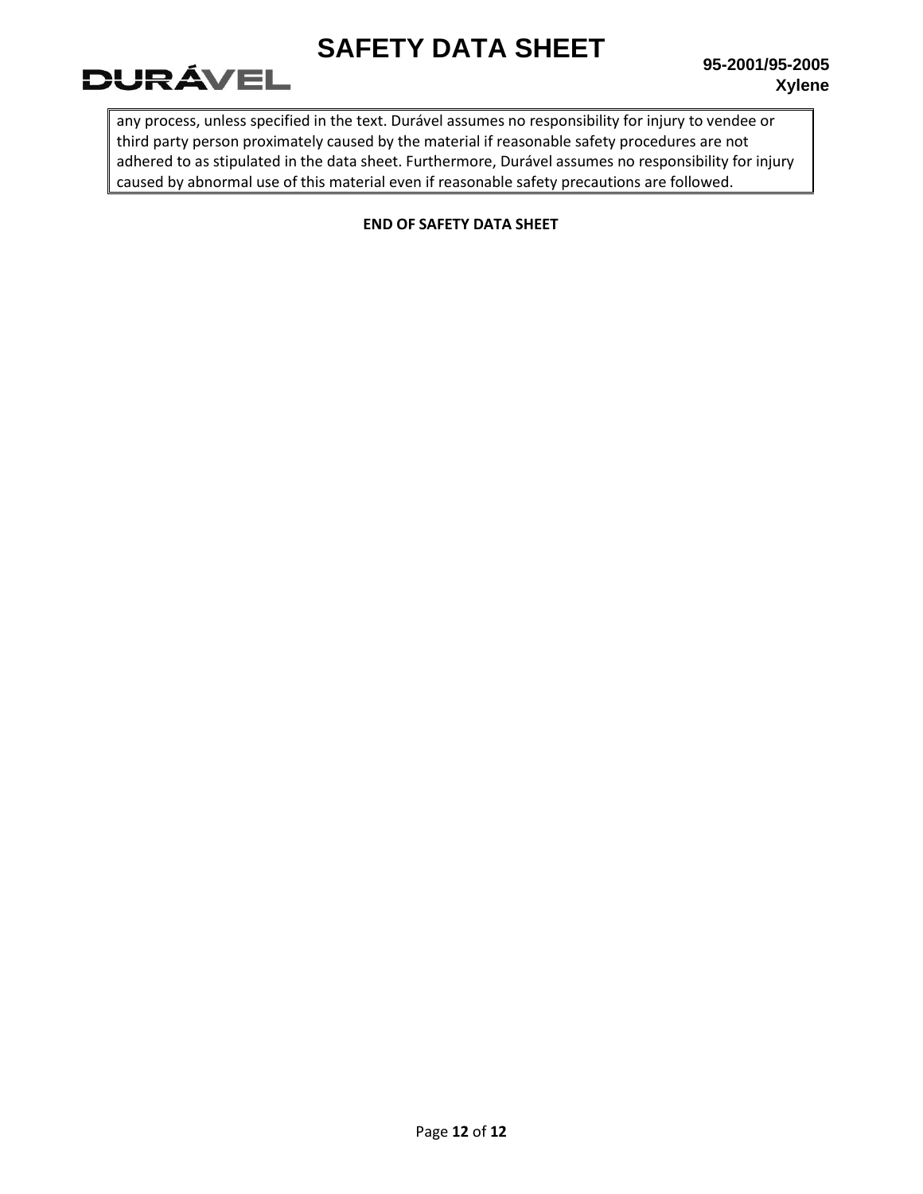any process, unless specified in the text. Durável assumes no responsibility for injury to vendee or third party person proximately caused by the material if reasonable safety procedures are not adhered to as stipulated in the data sheet. Furthermore, Durável assumes no responsibility for injury caused by abnormal use of this material even if reasonable safety precautions are followed.

**END OF SAFETY DATA SHEET**